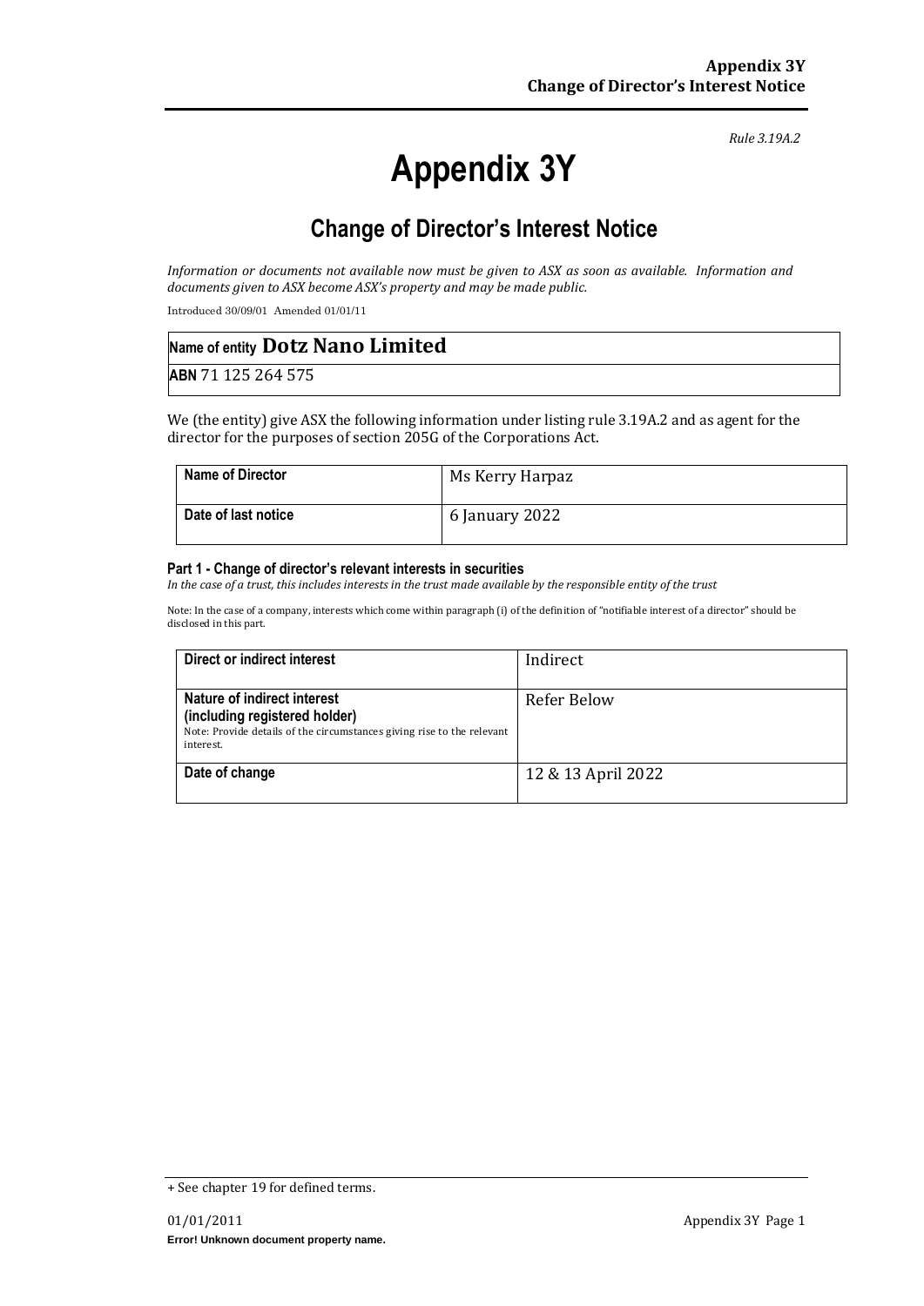*Rule 3.19A.2*

# Appendix 3Y

## Change of Director's Interest Notice

*Information or documents not available now must be given to ASX as soon as available. Information and documents given to ASX become ASX's property and may be made public.*

Introduced 30/09/01 Amended 01/01/11

| Name of entity **Dotz Nano Limited** |
|---|
| **ABN** 71 125 264 575 |

We (the entity) give ASX the following information under listing rule 3.19A.2 and as agent for the director for the purposes of section 205G of the Corporations Act.

| **Name of Director** | Ms Kerry Harpaz |
|---|---|
| **Date of last notice** | 6 January 2022 |

### Part 1 - Change of director's relevant interests in securities

*In the case of a trust, this includes interests in the trust made available by the responsible entity of the trust*

Note: In the case of a company, interests which come within paragraph (i) of the definition of "notifiable interest of a director" should be disclosed in this part.

| **Direct or indirect interest** | Indirect |
|---|---|
| **Nature of indirect interest (including registered holder)** Note: Provide details of the circumstances giving rise to the relevant interest. | Refer Below |
| **Date of change** | 12 & 13 April 2022 |

+ See chapter 19 for defined terms.

**Error! Unknown document property name.**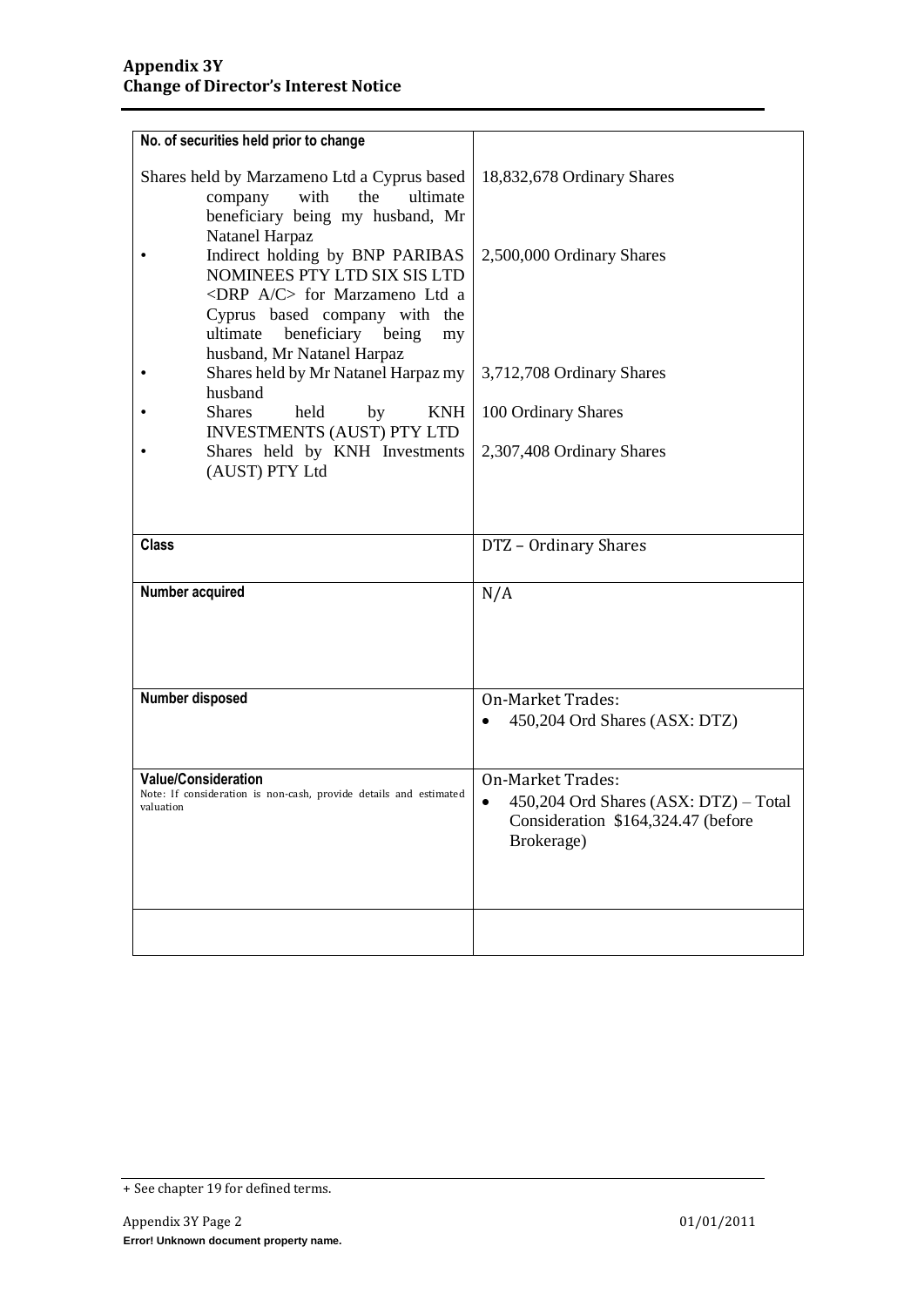| No. of securities held prior to change | |
|---|---|
| Shares held by Marzameno Ltd a Cyprus based company with the ultimate beneficiary being my husband, Mr Natanel Harpaz | 18,832,678 Ordinary Shares |
| • Indirect holding by BNP PARIBAS NOMINEES PTY LTD SIX SIS LTD <DRP A/C> for Marzameno Ltd a Cyprus based company with the ultimate beneficiary being my husband, Mr Natanel Harpaz | 2,500,000 Ordinary Shares |
| • Shares held by Mr Natanel Harpaz my husband | 3,712,708 Ordinary Shares |
| • Shares held by KNH INVESTMENTS (AUST) PTY LTD | 100 Ordinary Shares |
| • Shares held by KNH Investments (AUST) PTY Ltd | 2,307,408 Ordinary Shares |
| **Class** | DTZ – Ordinary Shares |
| **Number acquired** | N/A |
| **Number disposed** | On-Market Trades:<br>• 450,204 Ord Shares (ASX: DTZ) |
| **Value/Consideration**<br>Note: If consideration is non-cash, provide details and estimated valuation | On-Market Trades:<br>• 450,204 Ord Shares (ASX: DTZ) – Total Consideration $164,324.47 (before Brokerage) |
| | |

+ See chapter 19 for defined terms.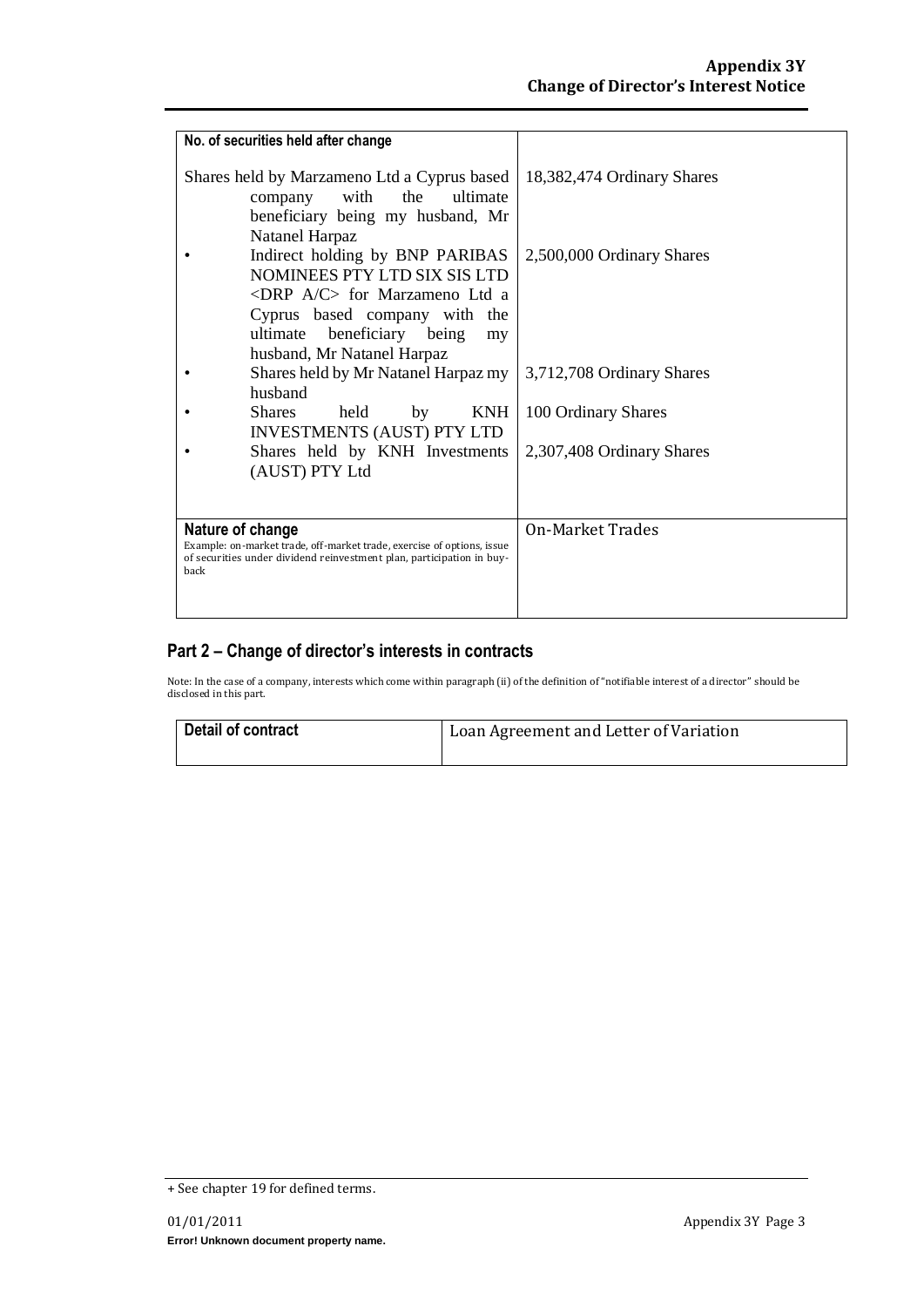| No. of securities held after change | |
|---|---|
| Shares held by Marzameno Ltd a Cyprus based company with the ultimate beneficiary being my husband, Mr Natanel Harpaz | 18,382,474 Ordinary Shares |
| • Indirect holding by BNP PARIBAS NOMINEES PTY LTD SIX SIS LTD <DRP A/C> for Marzameno Ltd a Cyprus based company with the ultimate beneficiary being my husband, Mr Natanel Harpaz | 2,500,000 Ordinary Shares |
| • Shares held by Mr Natanel Harpaz my husband | 3,712,708 Ordinary Shares |
| • Shares held by KNH INVESTMENTS (AUST) PTY LTD | 100 Ordinary Shares |
| • Shares held by KNH Investments (AUST) PTY Ltd | 2,307,408 Ordinary Shares |
| **Nature of change**<br>Example: on-market trade, off-market trade, exercise of options, issue of securities under dividend reinvestment plan, participation in buy-back | On-Market Trades |

## Part 2 – Change of director's interests in contracts

Note: In the case of a company, interests which come within paragraph (ii) of the definition of "notifiable interest of a director" should be disclosed in this part.

| Detail of contract | Loan Agreement and Letter of Variation |
|---|---|

+ See chapter 19 for defined terms.

01/01/2011

**Error! Unknown document property name.**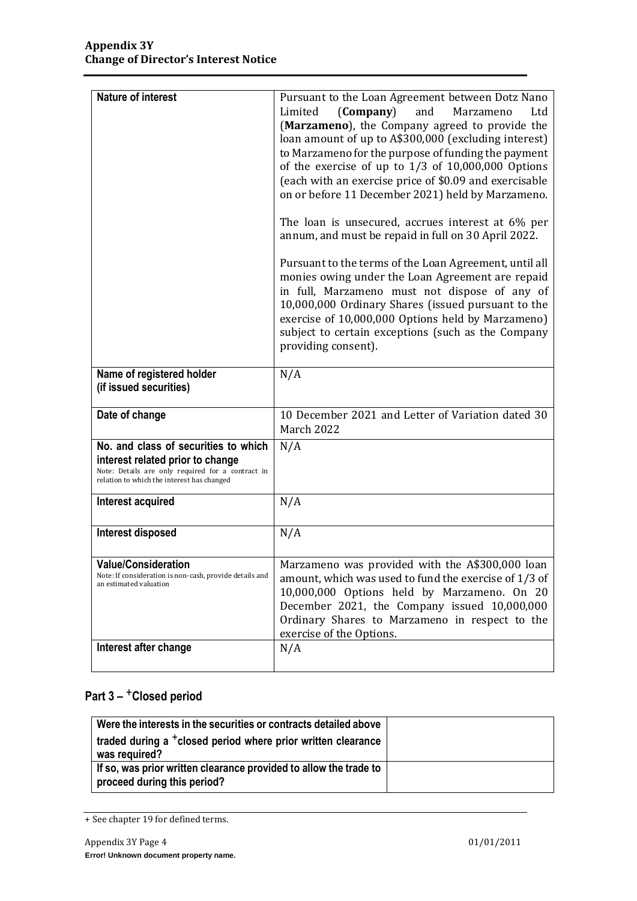| Nature of interest | Pursuant to the Loan Agreement between Dotz Nano Limited (**Company**) and Marzameno Ltd (**Marzameno**), the Company agreed to provide the loan amount of up to A$300,000 (excluding interest) to Marzameno for the purpose of funding the payment of the exercise of up to 1/3 of 10,000,000 Options (each with an exercise price of $0.09 and exercisable on or before 11 December 2021) held by Marzameno.<br><br>The loan is unsecured, accrues interest at 6% per annum, and must be repaid in full on 30 April 2022.<br><br>Pursuant to the terms of the Loan Agreement, until all monies owing under the Loan Agreement are repaid in full, Marzameno must not dispose of any of 10,000,000 Ordinary Shares (issued pursuant to the exercise of 10,000,000 Options held by Marzameno) subject to certain exceptions (such as the Company providing consent). |
|---|---|
| **Name of registered holder (if issued securities)** | N/A |
| **Date of change** | 10 December 2021 and Letter of Variation dated 30 March 2022 |
| **No. and class of securities to which interest related prior to change**<br>Note: Details are only required for a contract in relation to which the interest has changed | N/A |
| **Interest acquired** | N/A |
| **Interest disposed** | N/A |
| **Value/Consideration**<br>Note: If consideration is non-cash, provide details and an estimated valuation | Marzameno was provided with the A$300,000 loan amount, which was used to fund the exercise of 1/3 of 10,000,000 Options held by Marzameno. On 20 December 2021, the Company issued 10,000,000 Ordinary Shares to Marzameno in respect to the exercise of the Options. |
| **Interest after change** | N/A |

## Part 3 – +Closed period

| Were the interests in the securities or contracts detailed above traded during a +closed period where prior written clearance was required? | |
|---|---|
| **If so, was prior written clearance provided to allow the trade to proceed during this period?** | |

+ See chapter 19 for defined terms.

**Error! Unknown document property name.**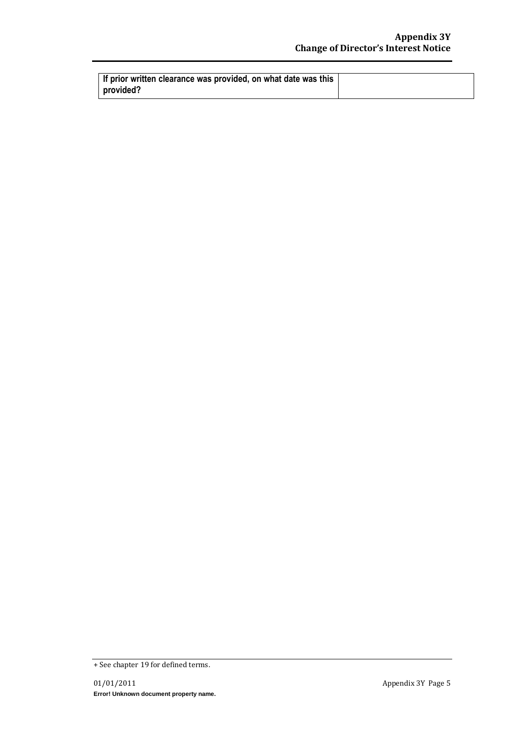| | |
|---|---|
| **If prior written clearance was provided, on what date was this provided?** | |

+ See chapter 19 for defined terms.